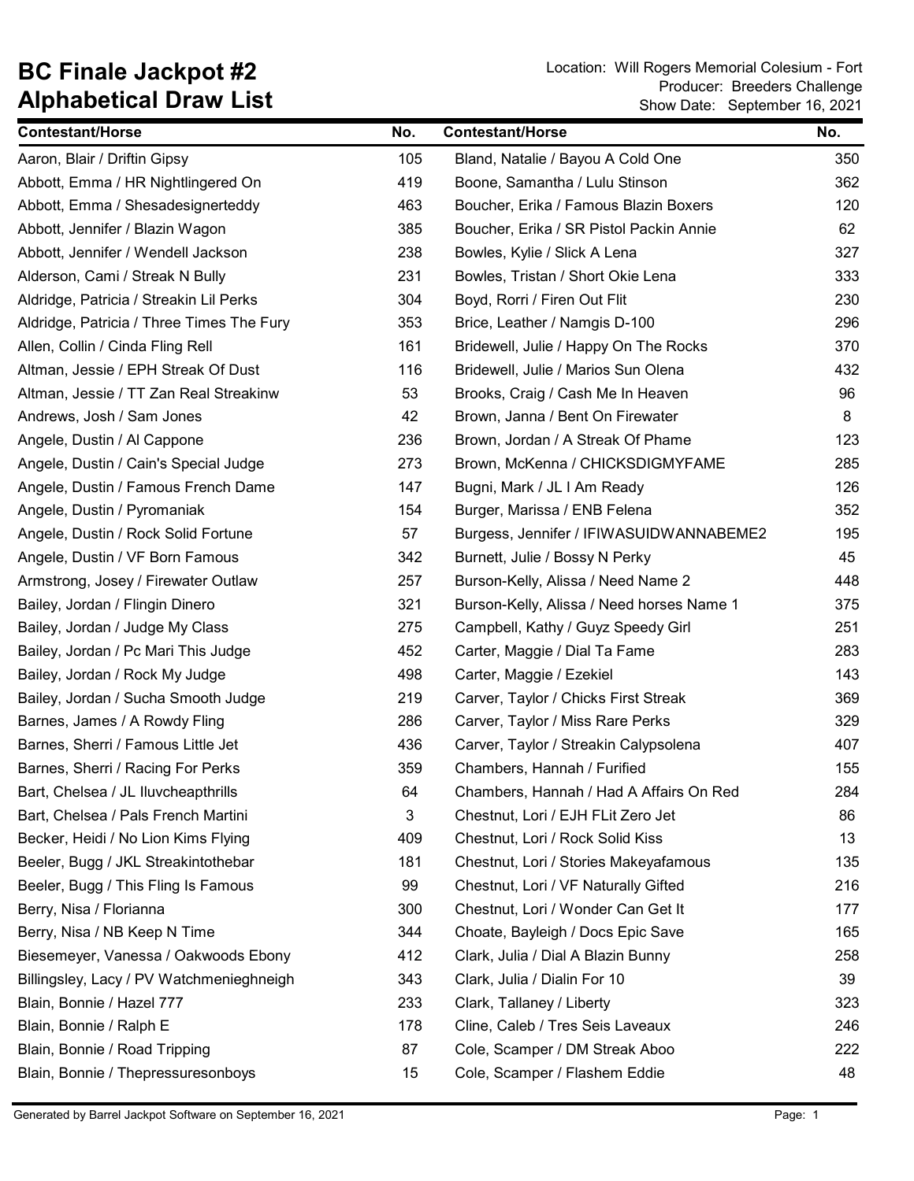# BC Finale Jackpot #2
# Alphabetical Draw List

Location: Will Rogers Memorial Colesium - Fort
Producer: Breeders Challenge
Show Date: September 16, 2021

| Contestant/Horse | No. |
|---|---|
| Aaron, Blair / Driftin Gipsy | 105 |
| Abbott, Emma / HR Nightlingered On | 419 |
| Abbott, Emma / Shesadesignerteddy | 463 |
| Abbott, Jennifer / Blazin Wagon | 385 |
| Abbott, Jennifer / Wendell Jackson | 238 |
| Alderson, Cami / Streak N Bully | 231 |
| Aldridge, Patricia / Streakin Lil Perks | 304 |
| Aldridge, Patricia / Three Times The Fury | 353 |
| Allen, Collin / Cinda Fling Rell | 161 |
| Altman, Jessie / EPH Streak Of Dust | 116 |
| Altman, Jessie / TT Zan Real Streakinw | 53 |
| Andrews, Josh / Sam Jones | 42 |
| Angele, Dustin / Al Cappone | 236 |
| Angele, Dustin / Cain's Special Judge | 273 |
| Angele, Dustin / Famous French Dame | 147 |
| Angele, Dustin / Pyromaniak | 154 |
| Angele, Dustin / Rock Solid Fortune | 57 |
| Angele, Dustin / VF Born Famous | 342 |
| Armstrong, Josey / Firewater Outlaw | 257 |
| Bailey, Jordan / Flingin Dinero | 321 |
| Bailey, Jordan / Judge My Class | 275 |
| Bailey, Jordan / Pc Mari This Judge | 452 |
| Bailey, Jordan / Rock My Judge | 498 |
| Bailey, Jordan / Sucha Smooth Judge | 219 |
| Barnes, James / A Rowdy Fling | 286 |
| Barnes, Sherri / Famous Little Jet | 436 |
| Barnes, Sherri / Racing For Perks | 359 |
| Bart, Chelsea / JL Iluvcheapthrills | 64 |
| Bart, Chelsea / Pals French Martini | 3 |
| Becker, Heidi / No Lion Kims Flying | 409 |
| Beeler, Bugg / JKL Streakintothebar | 181 |
| Beeler, Bugg / This Fling Is Famous | 99 |
| Berry, Nisa / Florianna | 300 |
| Berry, Nisa / NB Keep N Time | 344 |
| Biesemeyer, Vanessa / Oakwoods Ebony | 412 |
| Billingsley, Lacy / PV Watchmenieghneigh | 343 |
| Blain, Bonnie / Hazel 777 | 233 |
| Blain, Bonnie / Ralph E | 178 |
| Blain, Bonnie / Road Tripping | 87 |
| Blain, Bonnie / Thepressuresonboys | 15 |
| Bland, Natalie / Bayou A Cold One | 350 |
| Boone, Samantha / Lulu Stinson | 362 |
| Boucher, Erika / Famous Blazin Boxers | 120 |
| Boucher, Erika / SR Pistol Packin Annie | 62 |
| Bowles, Kylie / Slick A Lena | 327 |
| Bowles, Tristan / Short Okie Lena | 333 |
| Boyd, Rorri / Firen Out Flit | 230 |
| Brice, Leather / Namgis D-100 | 296 |
| Bridewell, Julie / Happy On The Rocks | 370 |
| Bridewell, Julie / Marios Sun Olena | 432 |
| Brooks, Craig / Cash Me In Heaven | 96 |
| Brown, Janna / Bent On Firewater | 8 |
| Brown, Jordan / A Streak Of Phame | 123 |
| Brown, McKenna / CHICKSDIGMYFAME | 285 |
| Bugni, Mark / JL I Am Ready | 126 |
| Burger, Marissa / ENB Felena | 352 |
| Burgess, Jennifer / IFIWASUIDWANNABEME2 | 195 |
| Burnett, Julie / Bossy N Perky | 45 |
| Burson-Kelly, Alissa / Need Name 2 | 448 |
| Burson-Kelly, Alissa / Need horses Name 1 | 375 |
| Campbell, Kathy / Guyz Speedy Girl | 251 |
| Carter, Maggie / Dial Ta Fame | 283 |
| Carter, Maggie / Ezekiel | 143 |
| Carver, Taylor / Chicks First Streak | 369 |
| Carver, Taylor / Miss Rare Perks | 329 |
| Carver, Taylor / Streakin Calypsolena | 407 |
| Chambers, Hannah / Furified | 155 |
| Chambers, Hannah / Had A Affairs On Red | 284 |
| Chestnut, Lori / EJH FLit Zero Jet | 86 |
| Chestnut, Lori / Rock Solid Kiss | 13 |
| Chestnut, Lori / Stories Makeyafamous | 135 |
| Chestnut, Lori / VF Naturally Gifted | 216 |
| Chestnut, Lori / Wonder Can Get It | 177 |
| Choate, Bayleigh / Docs Epic Save | 165 |
| Clark, Julia / Dial A Blazin Bunny | 258 |
| Clark, Julia / Dialin For 10 | 39 |
| Clark, Tallaney / Liberty | 323 |
| Cline, Caleb / Tres Seis Laveaux | 246 |
| Cole, Scamper / DM Streak Aboo | 222 |
| Cole, Scamper / Flashem Eddie | 48 |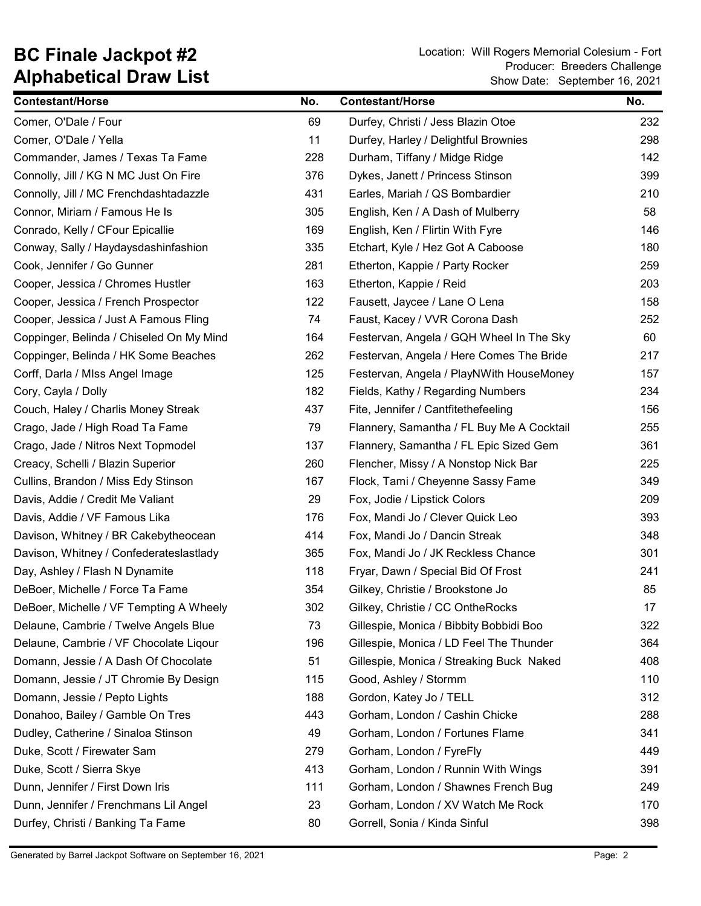# BC Finale Jackpot #2
## Alphabetical Draw List

Location: Will Rogers Memorial Colesium - Fort
Producer: Breeders Challenge
Show Date: September 16, 2021

| Contestant/Horse | No. |
|---|---|
| Comer, O'Dale / Four | 69 |
| Comer, O'Dale / Yella | 11 |
| Commander, James / Texas Ta Fame | 228 |
| Connolly, Jill / KG N MC Just On Fire | 376 |
| Connolly, Jill / MC Frenchdashtadazzle | 431 |
| Connor, Miriam / Famous He Is | 305 |
| Conrado, Kelly / CFour Epicallie | 169 |
| Conway, Sally / Haydaysdashinfashion | 335 |
| Cook, Jennifer / Go Gunner | 281 |
| Cooper, Jessica / Chromes Hustler | 163 |
| Cooper, Jessica / French Prospector | 122 |
| Cooper, Jessica / Just A Famous Fling | 74 |
| Coppinger, Belinda / Chiseled On My Mind | 164 |
| Coppinger, Belinda / HK Some Beaches | 262 |
| Corff, Darla / MIss Angel Image | 125 |
| Cory, Cayla / Dolly | 182 |
| Couch, Haley / Charlis Money Streak | 437 |
| Crago, Jade / High Road Ta Fame | 79 |
| Crago, Jade / Nitros Next Topmodel | 137 |
| Creacy, Schelli / Blazin Superior | 260 |
| Cullins, Brandon / Miss Edy Stinson | 167 |
| Davis, Addie / Credit Me Valiant | 29 |
| Davis, Addie / VF Famous Lika | 176 |
| Davison, Whitney / BR Cakebytheocean | 414 |
| Davison, Whitney / Confederateslastlady | 365 |
| Day, Ashley / Flash N Dynamite | 118 |
| DeBoer, Michelle / Force Ta Fame | 354 |
| DeBoer, Michelle / VF Tempting A Wheely | 302 |
| Delaune, Cambrie / Twelve Angels Blue | 73 |
| Delaune, Cambrie / VF Chocolate Liqour | 196 |
| Domann, Jessie / A Dash Of Chocolate | 51 |
| Domann, Jessie / JT Chromie By Design | 115 |
| Domann, Jessie / Pepto Lights | 188 |
| Donahoo, Bailey / Gamble On Tres | 443 |
| Dudley, Catherine / Sinaloa Stinson | 49 |
| Duke, Scott / Firewater Sam | 279 |
| Duke, Scott / Sierra Skye | 413 |
| Dunn, Jennifer / First Down Iris | 111 |
| Dunn, Jennifer / Frenchmans Lil Angel | 23 |
| Durfey, Christi / Banking Ta Fame | 80 |
| Durfey, Christi / Jess Blazin Otoe | 232 |
| Durfey, Harley / Delightful Brownies | 298 |
| Durham, Tiffany / Midge Ridge | 142 |
| Dykes, Janett / Princess Stinson | 399 |
| Earles, Mariah / QS Bombardier | 210 |
| English, Ken / A Dash of Mulberry | 58 |
| English, Ken / Flirtin With Fyre | 146 |
| Etchart, Kyle / Hez Got A Caboose | 180 |
| Etherton, Kappie / Party Rocker | 259 |
| Etherton, Kappie / Reid | 203 |
| Fausett, Jaycee / Lane O Lena | 158 |
| Faust, Kacey / VVR Corona Dash | 252 |
| Festervan, Angela / GQH Wheel In The Sky | 60 |
| Festervan, Angela / Here Comes The Bride | 217 |
| Festervan, Angela / PlayNWith HouseMoney | 157 |
| Fields, Kathy / Regarding Numbers | 234 |
| Fite, Jennifer / Cantfitethefeeling | 156 |
| Flannery, Samantha / FL Buy Me A Cocktail | 255 |
| Flannery, Samantha / FL Epic Sized Gem | 361 |
| Flencher, Missy / A Nonstop Nick Bar | 225 |
| Flock, Tami / Cheyenne Sassy Fame | 349 |
| Fox, Jodie / Lipstick Colors | 209 |
| Fox, Mandi Jo / Clever Quick Leo | 393 |
| Fox, Mandi Jo / Dancin Streak | 348 |
| Fox, Mandi Jo / JK Reckless Chance | 301 |
| Fryar, Dawn / Special Bid Of Frost | 241 |
| Gilkey, Christie / Brookstone Jo | 85 |
| Gilkey, Christie / CC OntheRocks | 17 |
| Gillespie, Monica / Bibbity Bobbidi Boo | 322 |
| Gillespie, Monica / LD Feel The Thunder | 364 |
| Gillespie, Monica / Streaking Buck Naked | 408 |
| Good, Ashley / Stormm | 110 |
| Gordon, Katey Jo / TELL | 312 |
| Gorham, London / Cashin Chicke | 288 |
| Gorham, London / Fortunes Flame | 341 |
| Gorham, London / FyreFly | 449 |
| Gorham, London / Runnin With Wings | 391 |
| Gorham, London / Shawnes French Bug | 249 |
| Gorham, London / XV Watch Me Rock | 170 |
| Gorrell, Sonia / Kinda Sinful | 398 |

Generated by Barrel Jackpot Software on September 16, 2021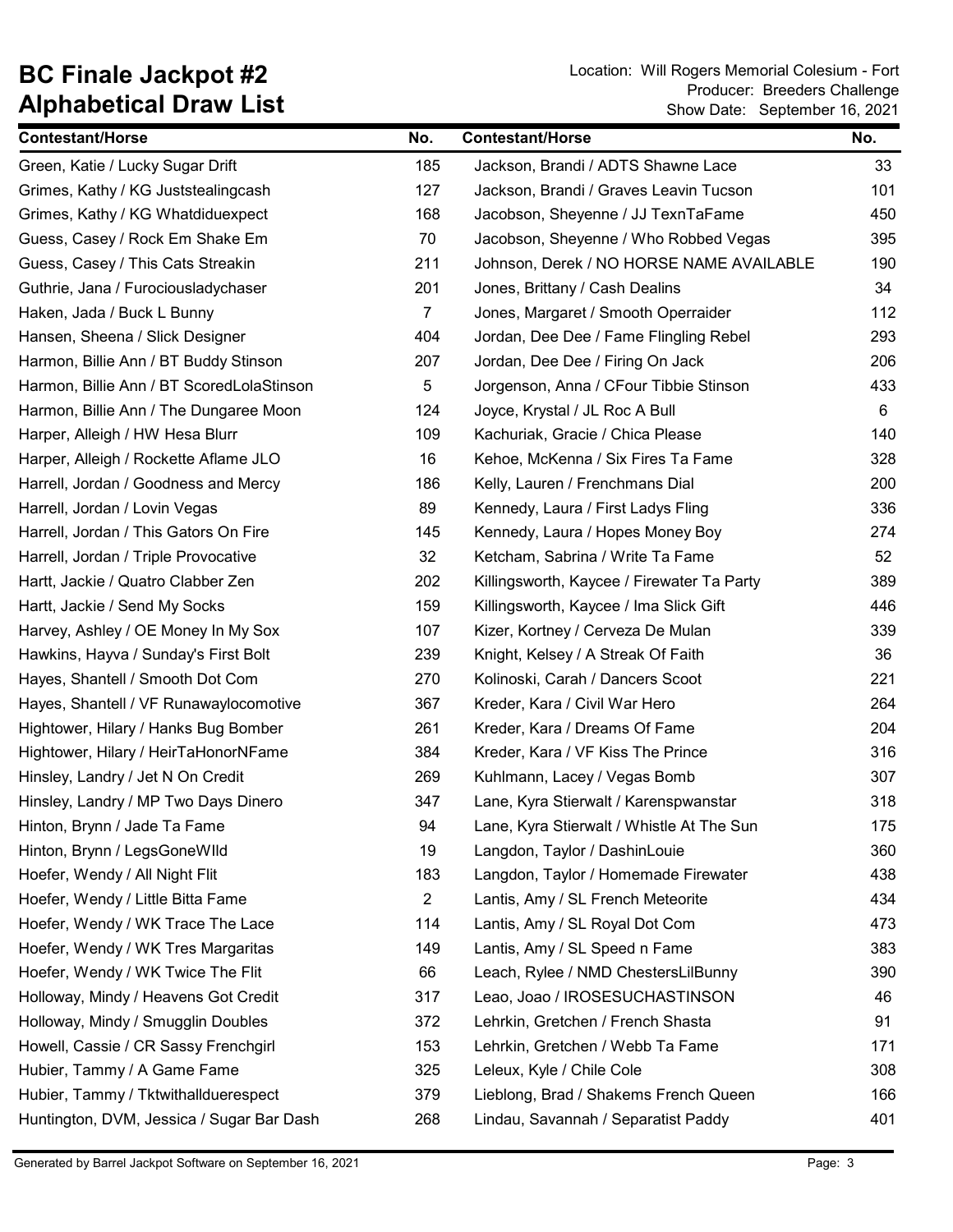# BC Finale Jackpot #2
## Alphabetical Draw List

Location: Will Rogers Memorial Colesium - Fort
Producer: Breeders Challenge
Show Date: September 16, 2021

| Contestant/Horse | No. | Contestant/Horse | No. |
|---|---|---|---|
| Green, Katie / Lucky Sugar Drift | 185 | Jackson, Brandi / ADTS Shawne Lace | 33 |
| Grimes, Kathy / KG Juststealingcash | 127 | Jackson, Brandi / Graves Leavin Tucson | 101 |
| Grimes, Kathy / KG Whatdiduexpect | 168 | Jacobson, Sheyenne / JJ TexnTaFame | 450 |
| Guess, Casey / Rock Em Shake Em | 70 | Jacobson, Sheyenne / Who Robbed Vegas | 395 |
| Guess, Casey / This Cats Streakin | 211 | Johnson, Derek / NO HORSE NAME AVAILABLE | 190 |
| Guthrie, Jana / Furociousladychaser | 201 | Jones, Brittany / Cash Dealins | 34 |
| Haken, Jada / Buck L Bunny | 7 | Jones, Margaret / Smooth Operraider | 112 |
| Hansen, Sheena / Slick Designer | 404 | Jordan, Dee Dee / Fame Flingling Rebel | 293 |
| Harmon, Billie Ann / BT Buddy Stinson | 207 | Jordan, Dee Dee / Firing On Jack | 206 |
| Harmon, Billie Ann / BT ScoredLolaStinson | 5 | Jorgenson, Anna / CFour Tibbie Stinson | 433 |
| Harmon, Billie Ann / The Dungaree Moon | 124 | Joyce, Krystal / JL Roc A Bull | 6 |
| Harper, Alleigh / HW Hesa Blurr | 109 | Kachuriak, Gracie / Chica Please | 140 |
| Harper, Alleigh / Rockette Aflame JLO | 16 | Kehoe, McKenna / Six Fires Ta Fame | 328 |
| Harrell, Jordan / Goodness and Mercy | 186 | Kelly, Lauren / Frenchmans Dial | 200 |
| Harrell, Jordan / Lovin Vegas | 89 | Kennedy, Laura / First Ladys Fling | 336 |
| Harrell, Jordan / This Gators On Fire | 145 | Kennedy, Laura / Hopes Money Boy | 274 |
| Harrell, Jordan / Triple Provocative | 32 | Ketcham, Sabrina / Write Ta Fame | 52 |
| Hartt, Jackie / Quatro Clabber Zen | 202 | Killingsworth, Kaycee / Firewater Ta Party | 389 |
| Hartt, Jackie / Send My Socks | 159 | Killingsworth, Kaycee / Ima Slick Gift | 446 |
| Harvey, Ashley / OE Money In My Sox | 107 | Kizer, Kortney / Cerveza De Mulan | 339 |
| Hawkins, Hayva / Sunday's First Bolt | 239 | Knight, Kelsey / A Streak Of Faith | 36 |
| Hayes, Shantell / Smooth Dot Com | 270 | Kolinoski, Carah / Dancers Scoot | 221 |
| Hayes, Shantell / VF Runawaylocomotive | 367 | Kreder, Kara / Civil War Hero | 264 |
| Hightower, Hilary / Hanks Bug Bomber | 261 | Kreder, Kara / Dreams Of Fame | 204 |
| Hightower, Hilary / HeirTaHonorNFame | 384 | Kreder, Kara / VF Kiss The Prince | 316 |
| Hinsley, Landry / Jet N On Credit | 269 | Kuhlmann, Lacey / Vegas Bomb | 307 |
| Hinsley, Landry / MP Two Days Dinero | 347 | Lane, Kyra Stierwalt / Karenspwanstar | 318 |
| Hinton, Brynn / Jade Ta Fame | 94 | Lane, Kyra Stierwalt / Whistle At The Sun | 175 |
| Hinton, Brynn / LegsGoneWIld | 19 | Langdon, Taylor / DashinLouie | 360 |
| Hoefer, Wendy / All Night Flit | 183 | Langdon, Taylor / Homemade Firewater | 438 |
| Hoefer, Wendy / Little Bitta Fame | 2 | Lantis, Amy / SL French Meteorite | 434 |
| Hoefer, Wendy / WK Trace The Lace | 114 | Lantis, Amy / SL Royal Dot Com | 473 |
| Hoefer, Wendy / WK Tres Margaritas | 149 | Lantis, Amy / SL Speed n Fame | 383 |
| Hoefer, Wendy / WK Twice The Flit | 66 | Leach, Rylee / NMD ChestersLilBunny | 390 |
| Holloway, Mindy / Heavens Got Credit | 317 | Leao, Joao / IROSESUCHASTINSON | 46 |
| Holloway, Mindy / Smugglin Doubles | 372 | Lehrkin, Gretchen / French Shasta | 91 |
| Howell, Cassie / CR Sassy Frenchgirl | 153 | Lehrkin, Gretchen / Webb Ta Fame | 171 |
| Hubier, Tammy / A Game Fame | 325 | Leleux, Kyle / Chile Cole | 308 |
| Hubier, Tammy / Tktwithallduerespect | 379 | Lieblong, Brad / Shakems French Queen | 166 |
| Huntington, DVM, Jessica / Sugar Bar Dash | 268 | Lindau, Savannah / Separatist Paddy | 401 |

Generated by Barrel Jackpot Software on September 16, 2021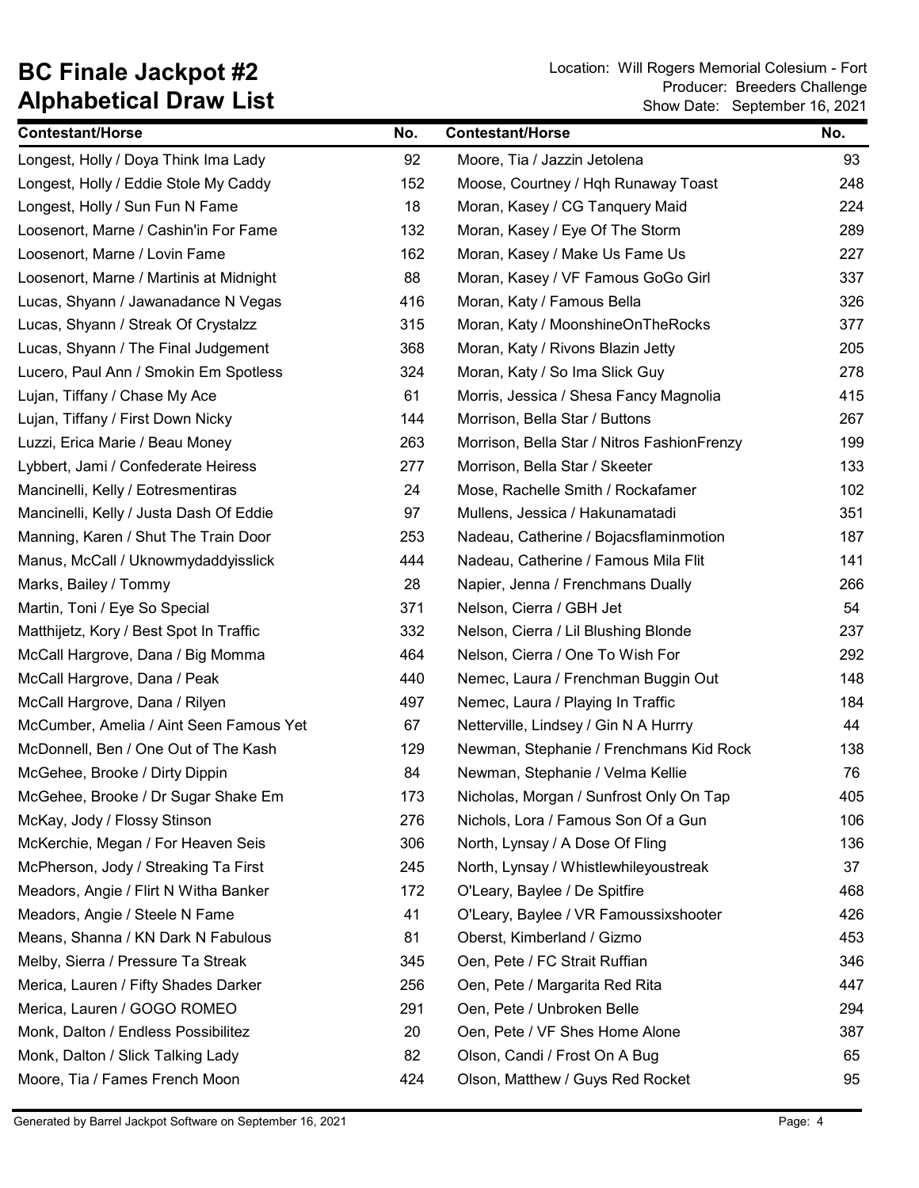# BC Finale Jackpot #2
## Alphabetical Draw List

Location: Will Rogers Memorial Colesium - Fort
Producer: Breeders Challenge
Show Date: September 16, 2021

| Contestant/Horse | No. | Contestant/Horse | No. |
|---|---|---|---|
| Longest, Holly / Doya Think Ima Lady | 92 | Moore, Tia / Jazzin Jetolena | 93 |
| Longest, Holly / Eddie Stole My Caddy | 152 | Moose, Courtney / Hqh Runaway Toast | 248 |
| Longest, Holly / Sun Fun N Fame | 18 | Moran, Kasey / CG Tanquery Maid | 224 |
| Loosenort, Marne / Cashin'in For Fame | 132 | Moran, Kasey / Eye Of The Storm | 289 |
| Loosenort, Marne / Lovin Fame | 162 | Moran, Kasey / Make Us Fame Us | 227 |
| Loosenort, Marne / Martinis at Midnight | 88 | Moran, Kasey / VF Famous GoGo Girl | 337 |
| Lucas, Shyann / Jawanadance N Vegas | 416 | Moran, Katy / Famous Bella | 326 |
| Lucas, Shyann / Streak Of Crystalzz | 315 | Moran, Katy / MoonshineOnTheRocks | 377 |
| Lucas, Shyann / The Final Judgement | 368 | Moran, Katy / Rivons Blazin Jetty | 205 |
| Lucero, Paul Ann / Smokin Em Spotless | 324 | Moran, Katy / So Ima Slick Guy | 278 |
| Lujan, Tiffany / Chase My Ace | 61 | Morris, Jessica / Shesa Fancy Magnolia | 415 |
| Lujan, Tiffany / First Down Nicky | 144 | Morrison, Bella Star / Buttons | 267 |
| Luzzi, Erica Marie / Beau Money | 263 | Morrison, Bella Star / Nitros FashionFrenzy | 199 |
| Lybbert, Jami / Confederate Heiress | 277 | Morrison, Bella Star / Skeeter | 133 |
| Mancinelli, Kelly / Eotresmentiras | 24 | Mose, Rachelle Smith / Rockafamer | 102 |
| Mancinelli, Kelly / Justa Dash Of Eddie | 97 | Mullens, Jessica / Hakunamatadi | 351 |
| Manning, Karen / Shut The Train Door | 253 | Nadeau, Catherine / Bojacsflaminmotion | 187 |
| Manus, McCall / Uknowmydaddyisslick | 444 | Nadeau, Catherine / Famous Mila Flit | 141 |
| Marks, Bailey / Tommy | 28 | Napier, Jenna / Frenchmans Dually | 266 |
| Martin, Toni / Eye So Special | 371 | Nelson, Cierra / GBH Jet | 54 |
| Matthijetz, Kory / Best Spot In Traffic | 332 | Nelson, Cierra / Lil Blushing Blonde | 237 |
| McCall Hargrove, Dana / Big Momma | 464 | Nelson, Cierra / One To Wish For | 292 |
| McCall Hargrove, Dana / Peak | 440 | Nemec, Laura / Frenchman Buggin Out | 148 |
| McCall Hargrove, Dana / Rilyen | 497 | Nemec, Laura / Playing In Traffic | 184 |
| McCumber, Amelia / Aint Seen Famous Yet | 67 | Netterville, Lindsey / Gin N A Hurrry | 44 |
| McDonnell, Ben / One Out of The Kash | 129 | Newman, Stephanie / Frenchmans Kid Rock | 138 |
| McGehee, Brooke / Dirty Dippin | 84 | Newman, Stephanie / Velma Kellie | 76 |
| McGehee, Brooke / Dr Sugar Shake Em | 173 | Nicholas, Morgan / Sunfrost Only On Tap | 405 |
| McKay, Jody / Flossy Stinson | 276 | Nichols, Lora / Famous Son Of a Gun | 106 |
| McKerchie, Megan / For Heaven Seis | 306 | North, Lynsay / A Dose Of Fling | 136 |
| McPherson, Jody / Streaking Ta First | 245 | North, Lynsay / Whistlewhileyoustreak | 37 |
| Meadors, Angie / Flirt N Witha Banker | 172 | O'Leary, Baylee / De Spitfire | 468 |
| Meadors, Angie / Steele N Fame | 41 | O'Leary, Baylee / VR Famoussixshooter | 426 |
| Means, Shanna / KN Dark N Fabulous | 81 | Oberst, Kimberland / Gizmo | 453 |
| Melby, Sierra / Pressure Ta Streak | 345 | Oen, Pete / FC Strait Ruffian | 346 |
| Merica, Lauren / Fifty Shades Darker | 256 | Oen, Pete / Margarita Red Rita | 447 |
| Merica, Lauren / GOGO ROMEO | 291 | Oen, Pete / Unbroken Belle | 294 |
| Monk, Dalton / Endless Possibilitez | 20 | Oen, Pete / VF Shes Home Alone | 387 |
| Monk, Dalton / Slick Talking Lady | 82 | Olson, Candi / Frost On A Bug | 65 |
| Moore, Tia / Fames French Moon | 424 | Olson, Matthew / Guys Red Rocket | 95 |

Generated by Barrel Jackpot Software on September 16, 2021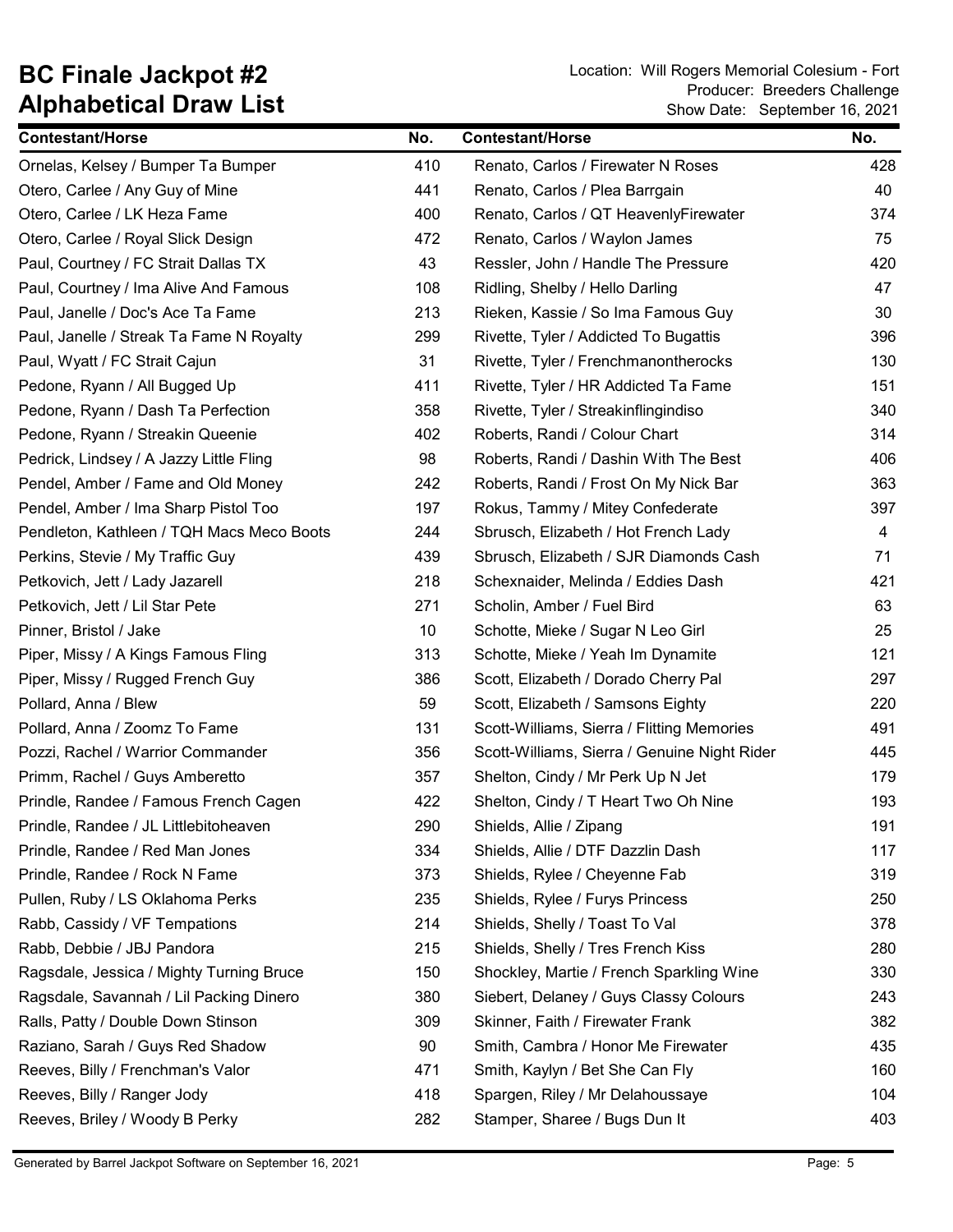# BC Finale Jackpot #2
## Alphabetical Draw List

Location: Will Rogers Memorial Colesium - Fort
Producer: Breeders Challenge
Show Date: September 16, 2021

| Contestant/Horse | No. | Contestant/Horse | No. |
|---|---|---|---|
| Ornelas, Kelsey / Bumper Ta Bumper | 410 | Renato, Carlos / Firewater N Roses | 428 |
| Otero, Carlee / Any Guy of Mine | 441 | Renato, Carlos / Plea Barrgain | 40 |
| Otero, Carlee / LK Heza Fame | 400 | Renato, Carlos / QT HeavenlyFirewater | 374 |
| Otero, Carlee / Royal Slick Design | 472 | Renato, Carlos / Waylon James | 75 |
| Paul, Courtney / FC Strait Dallas TX | 43 | Ressler, John / Handle The Pressure | 420 |
| Paul, Courtney / Ima Alive And Famous | 108 | Ridling, Shelby / Hello Darling | 47 |
| Paul, Janelle / Doc's Ace Ta Fame | 213 | Rieken, Kassie / So Ima Famous Guy | 30 |
| Paul, Janelle / Streak Ta Fame N Royalty | 299 | Rivette, Tyler / Addicted To Bugattis | 396 |
| Paul, Wyatt / FC Strait Cajun | 31 | Rivette, Tyler / Frenchmanontherocks | 130 |
| Pedone, Ryann / All Bugged Up | 411 | Rivette, Tyler / HR Addicted Ta Fame | 151 |
| Pedone, Ryann / Dash Ta Perfection | 358 | Rivette, Tyler / Streakinflingindiso | 340 |
| Pedone, Ryann / Streakin Queenie | 402 | Roberts, Randi / Colour Chart | 314 |
| Pedrick, Lindsey / A Jazzy Little Fling | 98 | Roberts, Randi / Dashin With The Best | 406 |
| Pendel, Amber / Fame and Old Money | 242 | Roberts, Randi / Frost On My Nick Bar | 363 |
| Pendel, Amber / Ima Sharp Pistol Too | 197 | Rokus, Tammy / Mitey Confederate | 397 |
| Pendleton, Kathleen / TQH Macs Meco Boots | 244 | Sbrusch, Elizabeth / Hot French Lady | 4 |
| Perkins, Stevie / My Traffic Guy | 439 | Sbrusch, Elizabeth / SJR Diamonds Cash | 71 |
| Petkovich, Jett / Lady Jazarell | 218 | Schexnaider, Melinda / Eddies Dash | 421 |
| Petkovich, Jett / Lil Star Pete | 271 | Scholin, Amber / Fuel Bird | 63 |
| Pinner, Bristol / Jake | 10 | Schotte, Mieke / Sugar N Leo Girl | 25 |
| Piper, Missy / A Kings Famous Fling | 313 | Schotte, Mieke / Yeah Im Dynamite | 121 |
| Piper, Missy / Rugged French Guy | 386 | Scott, Elizabeth / Dorado Cherry Pal | 297 |
| Pollard, Anna / Blew | 59 | Scott, Elizabeth / Samsons Eighty | 220 |
| Pollard, Anna / Zoomz To Fame | 131 | Scott-Williams, Sierra / Flitting Memories | 491 |
| Pozzi, Rachel / Warrior Commander | 356 | Scott-Williams, Sierra / Genuine Night Rider | 445 |
| Primm, Rachel / Guys Amberetto | 357 | Shelton, Cindy / Mr Perk Up N Jet | 179 |
| Prindle, Randee / Famous French Cagen | 422 | Shelton, Cindy / T Heart Two Oh Nine | 193 |
| Prindle, Randee / JL Littlebitoheaven | 290 | Shields, Allie / Zipang | 191 |
| Prindle, Randee / Red Man Jones | 334 | Shields, Allie / DTF Dazzlin Dash | 117 |
| Prindle, Randee / Rock N Fame | 373 | Shields, Rylee / Cheyenne Fab | 319 |
| Pullen, Ruby / LS Oklahoma Perks | 235 | Shields, Rylee / Furys Princess | 250 |
| Rabb, Cassidy / VF Tempations | 214 | Shields, Shelly / Toast To Val | 378 |
| Rabb, Debbie / JBJ Pandora | 215 | Shields, Shelly / Tres French Kiss | 280 |
| Ragsdale, Jessica / Mighty Turning Bruce | 150 | Shockley, Martie / French Sparkling Wine | 330 |
| Ragsdale, Savannah / Lil Packing Dinero | 380 | Siebert, Delaney / Guys Classy Colours | 243 |
| Ralls, Patty / Double Down Stinson | 309 | Skinner, Faith / Firewater Frank | 382 |
| Raziano, Sarah / Guys Red Shadow | 90 | Smith, Cambra / Honor Me Firewater | 435 |
| Reeves, Billy / Frenchman's Valor | 471 | Smith, Kaylyn / Bet She Can Fly | 160 |
| Reeves, Billy / Ranger Jody | 418 | Spargen, Riley / Mr Delahoussaye | 104 |
| Reeves, Briley / Woody B Perky | 282 | Stamper, Sharee / Bugs Dun It | 403 |

Generated by Barrel Jackpot Software on September 16, 2021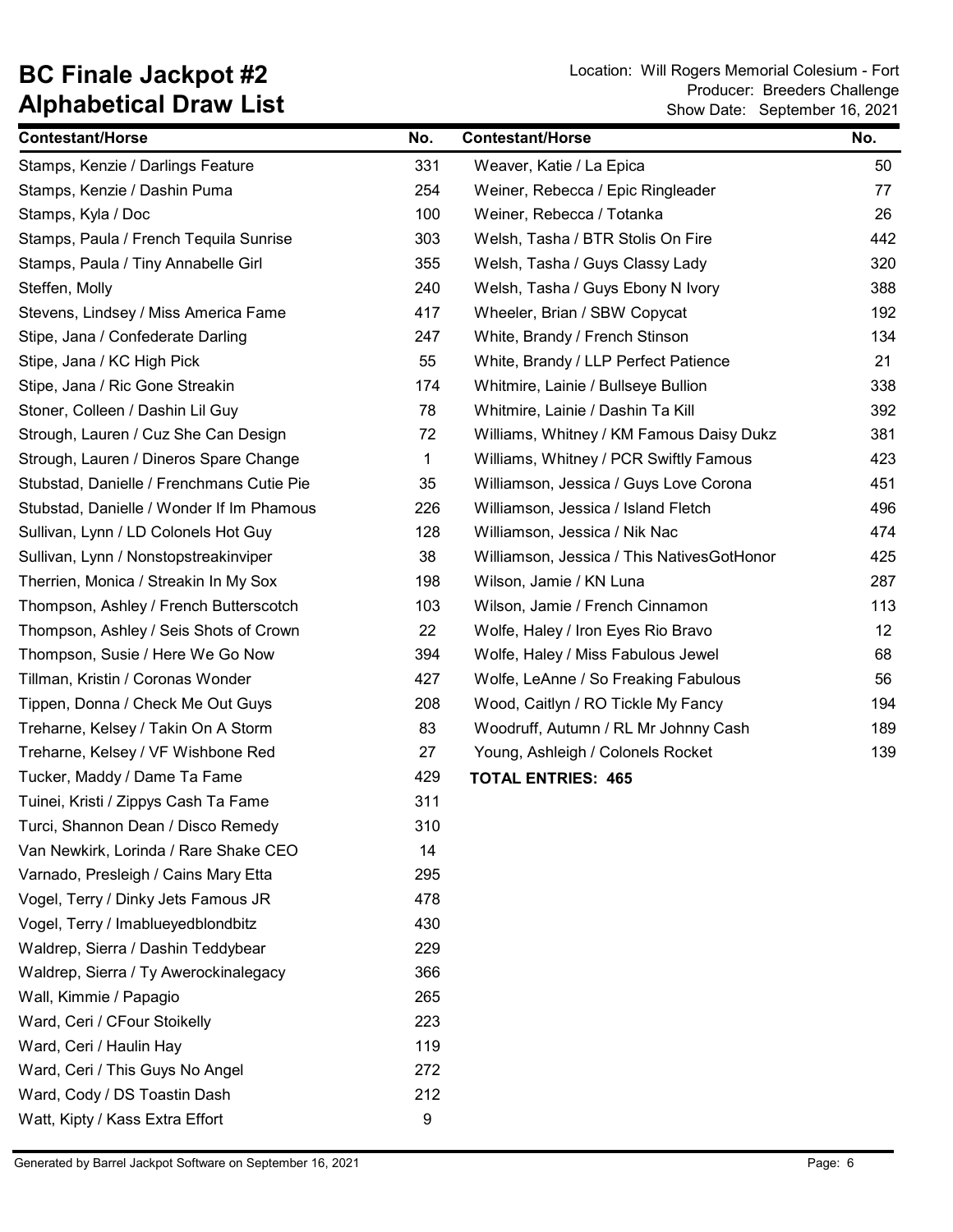# BC Finale Jackpot #2
## Alphabetical Draw List

Location: Will Rogers Memorial Colesium - Fort
Producer: Breeders Challenge
Show Date: September 16, 2021

| Contestant/Horse | No. |
|---|---|
| Stamps, Kenzie / Darlings Feature | 331 |
| Stamps, Kenzie / Dashin Puma | 254 |
| Stamps, Kyla / Doc | 100 |
| Stamps, Paula / French Tequila Sunrise | 303 |
| Stamps, Paula / Tiny Annabelle Girl | 355 |
| Steffen, Molly | 240 |
| Stevens, Lindsey / Miss America Fame | 417 |
| Stipe, Jana / Confederate Darling | 247 |
| Stipe, Jana / KC High Pick | 55 |
| Stipe, Jana / Ric Gone Streakin | 174 |
| Stoner, Colleen / Dashin Lil Guy | 78 |
| Strough, Lauren / Cuz She Can Design | 72 |
| Strough, Lauren / Dineros Spare Change | 1 |
| Stubstad, Danielle / Frenchmans Cutie Pie | 35 |
| Stubstad, Danielle / Wonder If Im Phamous | 226 |
| Sullivan, Lynn / LD Colonels Hot Guy | 128 |
| Sullivan, Lynn / Nonstopstreakinviper | 38 |
| Therrien, Monica / Streakin In My Sox | 198 |
| Thompson, Ashley / French Butterscotch | 103 |
| Thompson, Ashley / Seis Shots of Crown | 22 |
| Thompson, Susie / Here We Go Now | 394 |
| Tillman, Kristin / Coronas Wonder | 427 |
| Tippen, Donna / Check Me Out Guys | 208 |
| Treharne, Kelsey / Takin On A Storm | 83 |
| Treharne, Kelsey / VF Wishbone Red | 27 |
| Tucker, Maddy / Dame Ta Fame | 429 |
| Tuinei, Kristi / Zippys Cash Ta Fame | 311 |
| Turci, Shannon Dean / Disco Remedy | 310 |
| Van Newkirk, Lorinda / Rare Shake CEO | 14 |
| Varnado, Presleigh / Cains Mary Etta | 295 |
| Vogel, Terry / Dinky Jets Famous JR | 478 |
| Vogel, Terry / Imablueyedblondbitz | 430 |
| Waldrep, Sierra / Dashin Teddybear | 229 |
| Waldrep, Sierra / Ty Awerockinalegacy | 366 |
| Wall, Kimmie / Papagio | 265 |
| Ward, Ceri / CFour Stoikelly | 223 |
| Ward, Ceri / Haulin Hay | 119 |
| Ward, Ceri / This Guys No Angel | 272 |
| Ward, Cody / DS Toastin Dash | 212 |
| Watt, Kipty / Kass Extra Effort | 9 |
| Weaver, Katie / La Epica | 50 |
| Weiner, Rebecca / Epic Ringleader | 77 |
| Weiner, Rebecca / Totanka | 26 |
| Welsh, Tasha / BTR Stolis On Fire | 442 |
| Welsh, Tasha / Guys Classy Lady | 320 |
| Welsh, Tasha / Guys Ebony N Ivory | 388 |
| Wheeler, Brian / SBW Copycat | 192 |
| White, Brandy / French Stinson | 134 |
| White, Brandy / LLP Perfect Patience | 21 |
| Whitmire, Lainie / Bullseye Bullion | 338 |
| Whitmire, Lainie / Dashin Ta Kill | 392 |
| Williams, Whitney / KM Famous Daisy Dukz | 381 |
| Williams, Whitney / PCR Swiftly Famous | 423 |
| Williamson, Jessica / Guys Love Corona | 451 |
| Williamson, Jessica / Island Fletch | 496 |
| Williamson, Jessica / Nik Nac | 474 |
| Williamson, Jessica / This NativesGotHonor | 425 |
| Wilson, Jamie / KN Luna | 287 |
| Wilson, Jamie / French Cinnamon | 113 |
| Wolfe, Haley / Iron Eyes Rio Bravo | 12 |
| Wolfe, Haley / Miss Fabulous Jewel | 68 |
| Wolfe, LeAnne / So Freaking Fabulous | 56 |
| Wood, Caitlyn / RO Tickle My Fancy | 194 |
| Woodruff, Autumn / RL Mr Johnny Cash | 189 |
| Young, Ashleigh / Colonels Rocket | 139 |

**TOTAL ENTRIES: 465**

Generated by Barrel Jackpot Software on September 16, 2021